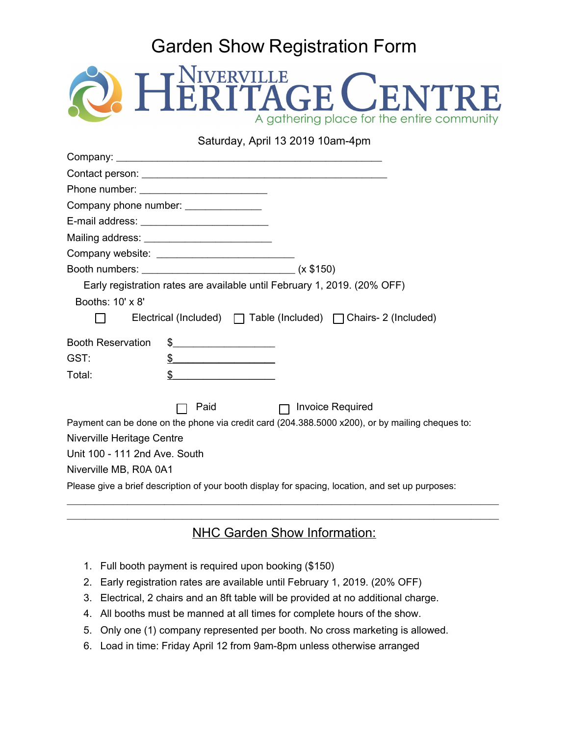# Garden Show Registration Form

**Niverville HERITAGE CENTRE**

A gathering place for the entire community

Saturday, April 13 2019 10am-4pm

Company: ____________________________________________

Contact person: ________________________________________

Phone number: _______________________

Company phone number: ______________

E-mail address: _______________________

Mailing address: _______________________

Company website: ________________________

Booth numbers: ___________________________ (x $150)

Early registration rates are available until February 1, 2019. (20% OFF)

Booths: 10' x 8'

☐ Electrical (Included) ☐ Table (Included) ☐ Chairs- 2 (Included)

Booth Reservation $_________________

GST: $_________________

Total: $_________________

☐ Paid ☐ Invoice Required

Payment can be done on the phone via credit card (204.388.5000 x200), or by mailing cheques to:

Niverville Heritage Centre
Unit 100 - 111 2nd Ave. South
Niverville MB, R0A 0A1

Please give a brief description of your booth display for spacing, location, and set up purposes:

_______________________________________________________________________________

_______________________________________________________________________________

## NHC Garden Show Information:

1. Full booth payment is required upon booking ($150)
2. Early registration rates are available until February 1, 2019. (20% OFF)
3. Electrical, 2 chairs and an 8ft table will be provided at no additional charge.
4. All booths must be manned at all times for complete hours of the show.
5. Only one (1) company represented per booth. No cross marketing is allowed.
6. Load in time: Friday April 12 from 9am-8pm unless otherwise arranged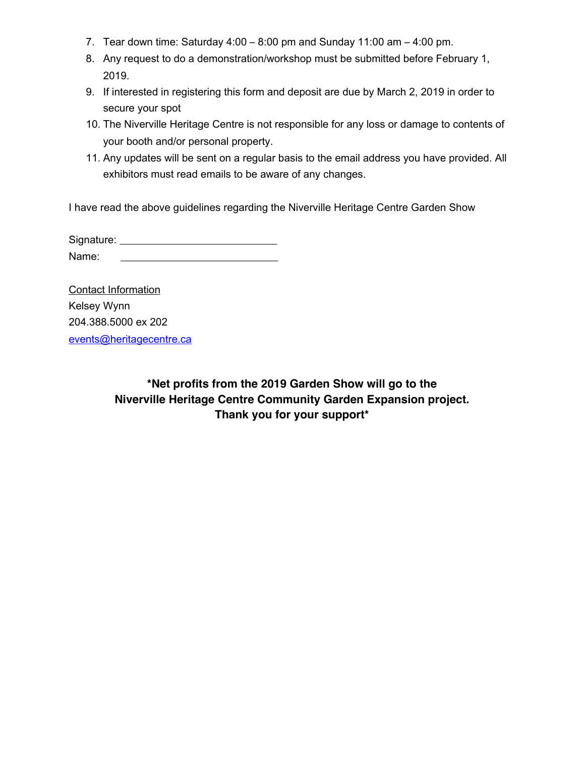7. Tear down time: Saturday 4:00 – 8:00 pm and Sunday 11:00 am – 4:00 pm.
8. Any request to do a demonstration/workshop must be submitted before February 1, 2019.
9. If interested in registering this form and deposit are due by March 2, 2019 in order to secure your spot
10. The Niverville Heritage Centre is not responsible for any loss or damage to contents of your booth and/or personal property.
11. Any updates will be sent on a regular basis to the email address you have provided. All exhibitors must read emails to be aware of any changes.

I have read the above guidelines regarding the Niverville Heritage Centre Garden Show

Signature: ___________________________

Name: ___________________________

Contact Information

Kelsey Wynn

204.388.5000 ex 202

events@heritagecentre.ca

**\*Net profits from the 2019 Garden Show will go to the Niverville Heritage Centre Community Garden Expansion project. Thank you for your support\***